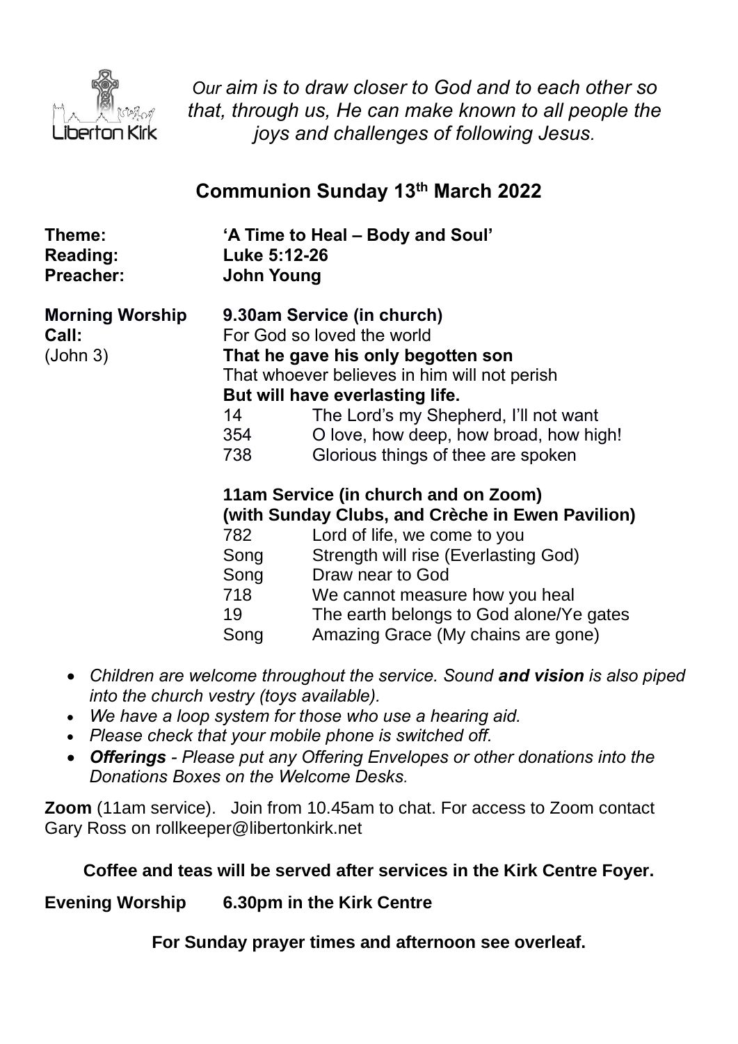Liberton Kirk

*Our aim is to draw closer to God and to each other so that, through us, He can make known to all people the joys and challenges of following Jesus.*

## Communion Sunday 13th March 2022

**Theme:** **'A Time to Heal – Body and Soul'**
**Reading:** **Luke 5:12-26**
**Preacher:** **John Young**

**Morning Worship** **9.30am Service (in church)**

**Call:** (John 3)
For God so loved the world
**That he gave his only begotten son**
That whoever believes in him will not perish
**But will have everlasting life.**

| | |
|---|---|
| 14 | The Lord's my Shepherd, I'll not want |
| 354 | O love, how deep, how broad, how high! |
| 738 | Glorious things of thee are spoken |

**11am Service (in church and on Zoom)**
**(with Sunday Clubs, and Crèche in Ewen Pavilion)**

| | |
|---|---|
| 782 | Lord of life, we come to you |
| Song | Strength will rise (Everlasting God) |
| Song | Draw near to God |
| 718 | We cannot measure how you heal |
| 19 | The earth belongs to God alone/Ye gates |
| Song | Amazing Grace (My chains are gone) |

- *Children are welcome throughout the service. Sound **and vision** is also piped into the church vestry (toys available).*
- *We have a loop system for those who use a hearing aid.*
- *Please check that your mobile phone is switched off.*
- ***Offerings** - Please put any Offering Envelopes or other donations into the Donations Boxes on the Welcome Desks.*

**Zoom** (11am service). Join from 10.45am to chat. For access to Zoom contact Gary Ross on rollkeeper@libertonkirk.net

**Coffee and teas will be served after services in the Kirk Centre Foyer.**

**Evening Worship** **6.30pm in the Kirk Centre**

**For Sunday prayer times and afternoon see overleaf.**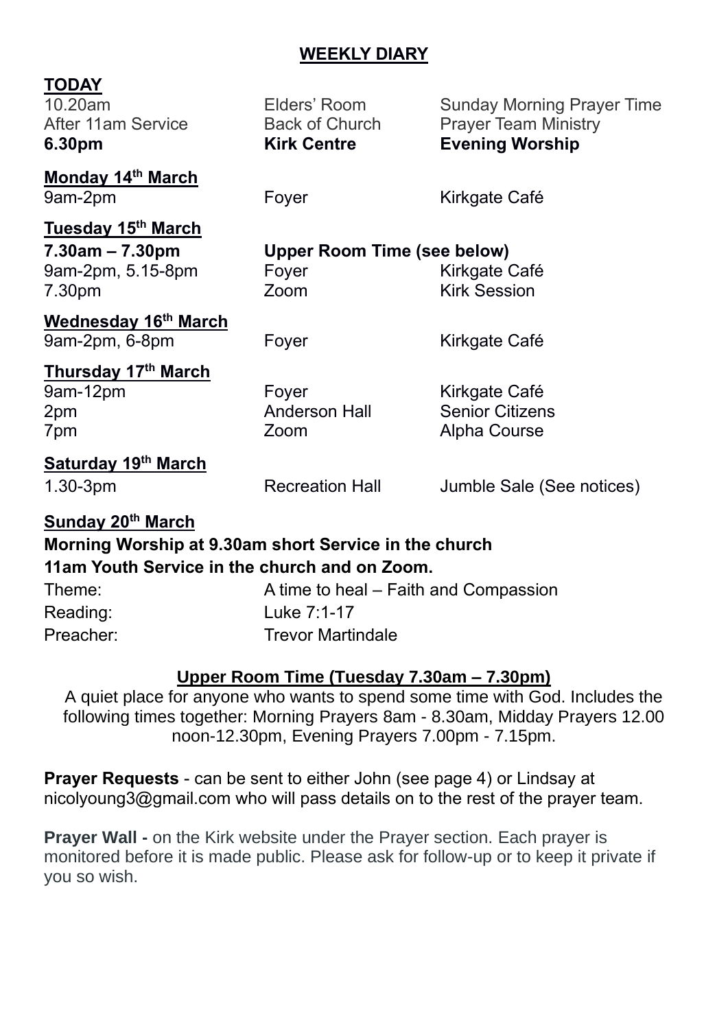## WEEKLY DIARY

**TODAY**

| | | |
|---|---|---|
| 10.20am | Elders' Room | Sunday Morning Prayer Time |
| After 11am Service | Back of Church | Prayer Team Ministry |
| **6.30pm** | **Kirk Centre** | **Evening Worship** |

**Monday 14th March**

| | | |
|---|---|---|
| 9am-2pm | Foyer | Kirkgate Café |

**Tuesday 15th March**

| | | |
|---|---|---|
| **7.30am – 7.30pm** | **Upper Room Time (see below)** | |
| 9am-2pm, 5.15-8pm | Foyer | Kirkgate Café |
| 7.30pm | Zoom | Kirk Session |

**Wednesday 16th March**

| | | |
|---|---|---|
| 9am-2pm, 6-8pm | Foyer | Kirkgate Café |

**Thursday 17th March**

| | | |
|---|---|---|
| 9am-12pm | Foyer | Kirkgate Café |
| 2pm | Anderson Hall | Senior Citizens |
| 7pm | Zoom | Alpha Course |

**Saturday 19th March**

| | | |
|---|---|---|
| 1.30-3pm | Recreation Hall | Jumble Sale (See notices) |

**Sunday 20th March**

**Morning Worship at 9.30am short Service in the church**
**11am Youth Service in the church and on Zoom.**

| | |
|---|---|
| Theme: | A time to heal – Faith and Compassion |
| Reading: | Luke 7:1-17 |
| Preacher: | Trevor Martindale |

**Upper Room Time (Tuesday 7.30am – 7.30pm)**

A quiet place for anyone who wants to spend some time with God. Includes the following times together: Morning Prayers 8am - 8.30am, Midday Prayers 12.00 noon-12.30pm, Evening Prayers 7.00pm - 7.15pm.

**Prayer Requests** - can be sent to either John (see page 4) or Lindsay at nicolyoung3@gmail.com who will pass details on to the rest of the prayer team.

**Prayer Wall -** on the Kirk website under the Prayer section. Each prayer is monitored before it is made public. Please ask for follow-up or to keep it private if you so wish.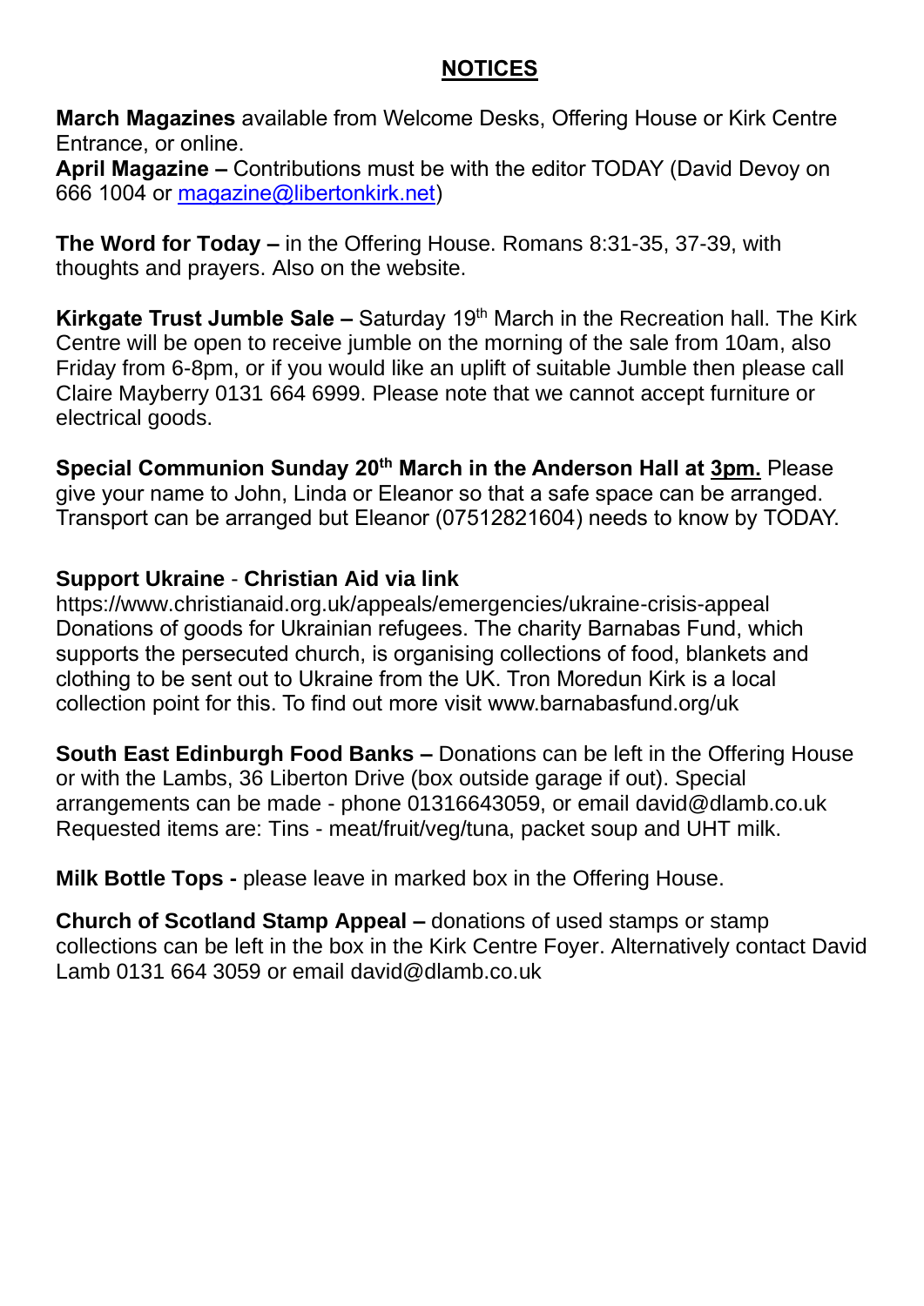## NOTICES

**March Magazines** available from Welcome Desks, Offering House or Kirk Centre Entrance, or online.
**April Magazine –** Contributions must be with the editor TODAY (David Devoy on 666 1004 or magazine@libertonkirk.net)

**The Word for Today –** in the Offering House. Romans 8:31-35, 37-39, with thoughts and prayers. Also on the website.

**Kirkgate Trust Jumble Sale –** Saturday 19th March in the Recreation hall. The Kirk Centre will be open to receive jumble on the morning of the sale from 10am, also Friday from 6-8pm, or if you would like an uplift of suitable Jumble then please call Claire Mayberry 0131 664 6999. Please note that we cannot accept furniture or electrical goods.

**Special Communion Sunday 20th March in the Anderson Hall at 3pm.** Please give your name to John, Linda or Eleanor so that a safe space can be arranged. Transport can be arranged but Eleanor (07512821604) needs to know by TODAY.

**Support Ukraine** - **Christian Aid via link**
https://www.christianaid.org.uk/appeals/emergencies/ukraine-crisis-appeal
Donations of goods for Ukrainian refugees. The charity Barnabas Fund, which supports the persecuted church, is organising collections of food, blankets and clothing to be sent out to Ukraine from the UK. Tron Moredun Kirk is a local collection point for this. To find out more visit www.barnabasfund.org/uk

**South East Edinburgh Food Banks –** Donations can be left in the Offering House or with the Lambs, 36 Liberton Drive (box outside garage if out). Special arrangements can be made - phone 01316643059, or email david@dlamb.co.uk
Requested items are: Tins - meat/fruit/veg/tuna, packet soup and UHT milk.

**Milk Bottle Tops -** please leave in marked box in the Offering House.

**Church of Scotland Stamp Appeal –** donations of used stamps or stamp collections can be left in the box in the Kirk Centre Foyer. Alternatively contact David Lamb 0131 664 3059 or email david@dlamb.co.uk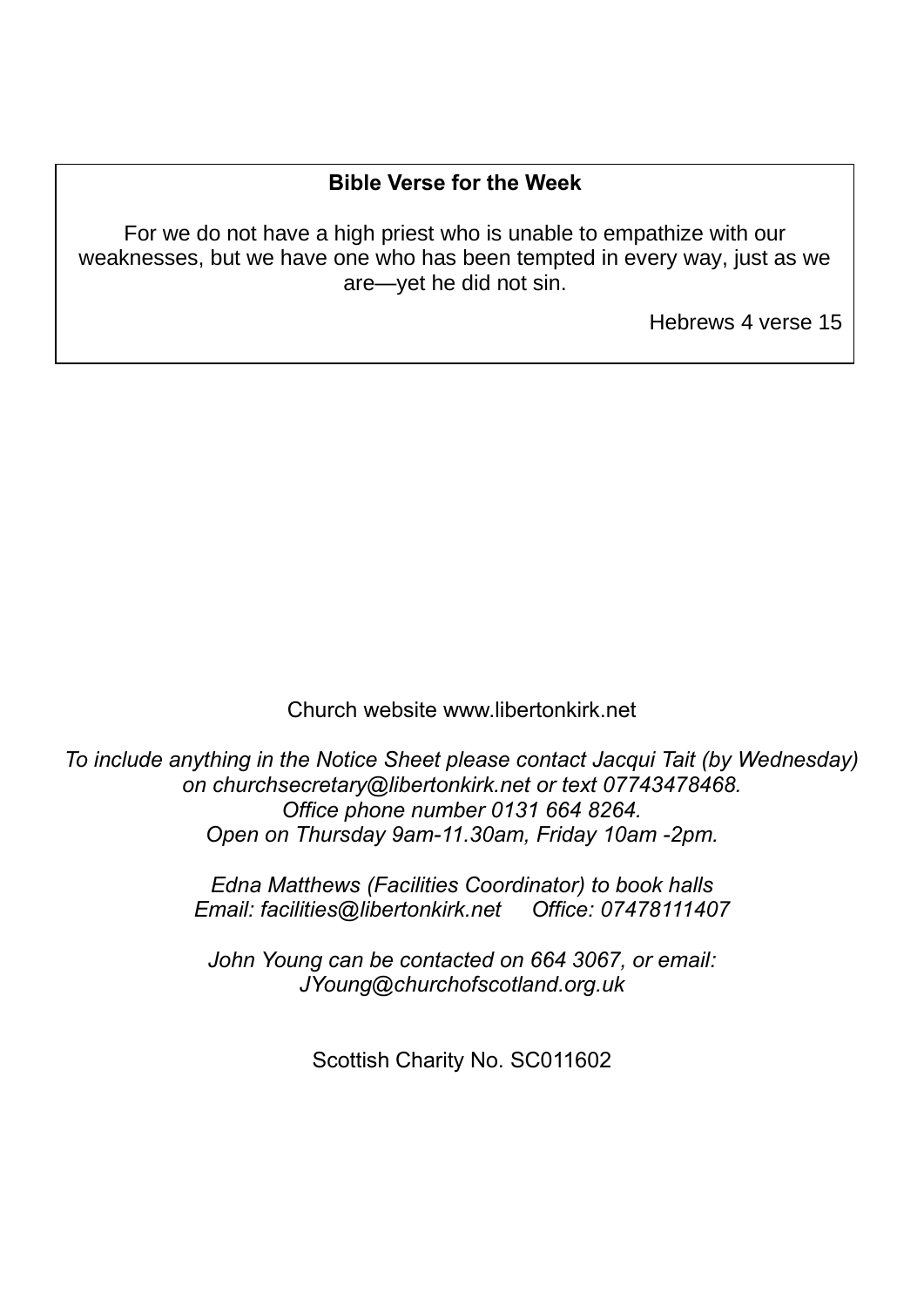**Bible Verse for the Week**

For we do not have a high priest who is unable to empathize with our weaknesses, but we have one who has been tempted in every way, just as we are—yet he did not sin.

Hebrews 4 verse 15

Church website www.libertonkirk.net

*To include anything in the Notice Sheet please contact Jacqui Tait (by Wednesday) on churchsecretary@libertonkirk.net or text 07743478468.*
*Office phone number 0131 664 8264.*
*Open on Thursday 9am-11.30am, Friday 10am -2pm.*

*Edna Matthews (Facilities Coordinator) to book halls*
*Email: facilities@libertonkirk.net    Office: 07478111407*

*John Young can be contacted on 664 3067, or email: JYoung@churchofscotland.org.uk*

Scottish Charity No. SC011602